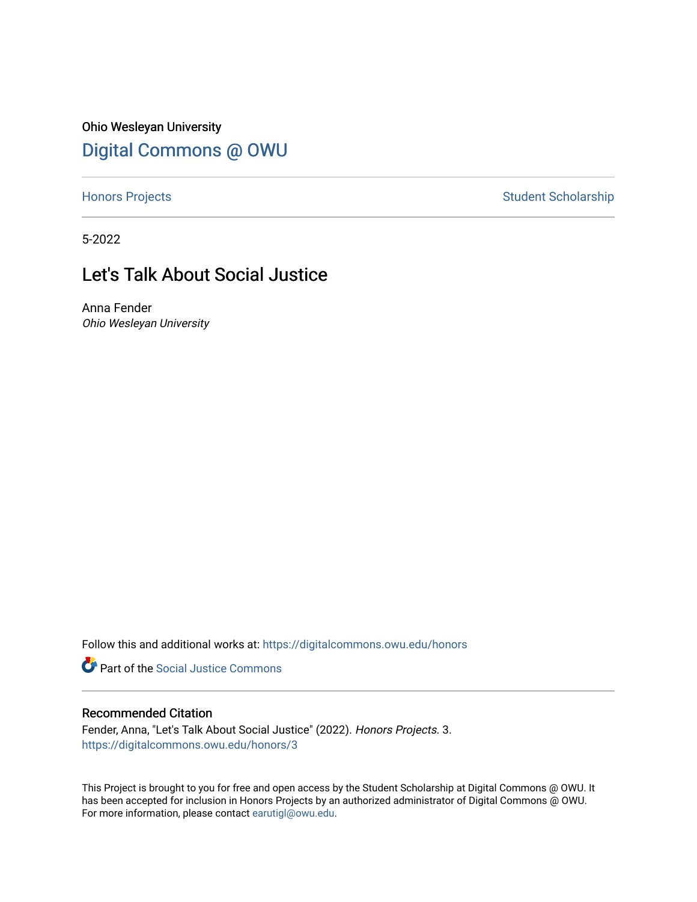Ohio Wesleyan University

# Digital Commons @ OWU

Honors Projects | Student Scholarship

5-2022

## Let's Talk About Social Justice

Anna Fender
*Ohio Wesleyan University*

Follow this and additional works at: https://digitalcommons.owu.edu/honors

Part of the Social Justice Commons

### Recommended Citation

Fender, Anna, "Let's Talk About Social Justice" (2022). *Honors Projects*. 3.
https://digitalcommons.owu.edu/honors/3

This Project is brought to you for free and open access by the Student Scholarship at Digital Commons @ OWU. It has been accepted for inclusion in Honors Projects by an authorized administrator of Digital Commons @ OWU. For more information, please contact earutigl@owu.edu.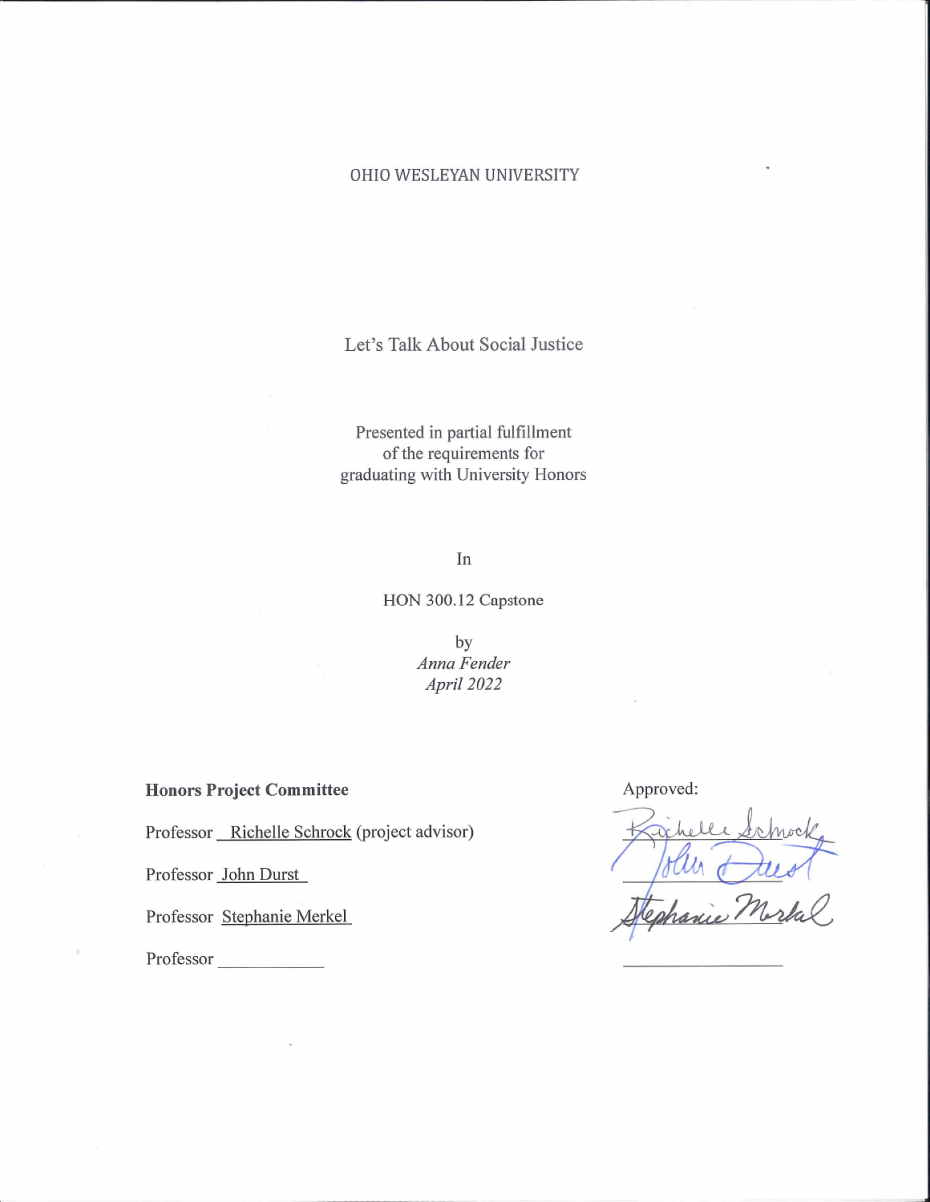OHIO WESLEYAN UNIVERSITY

# Let's Talk About Social Justice

Presented in partial fulfillment
of the requirements for
graduating with University Honors

In

HON 300.12 Capstone

by
*Anna Fender*
*April 2022*

**Honors Project Committee**

Professor Richelle Schrock (project advisor)

Professor John Durst

Professor Stephanie Merkel

Professor ____________

Approved:

Richelle Schrock

John Durst

Stephanie Merkel

____________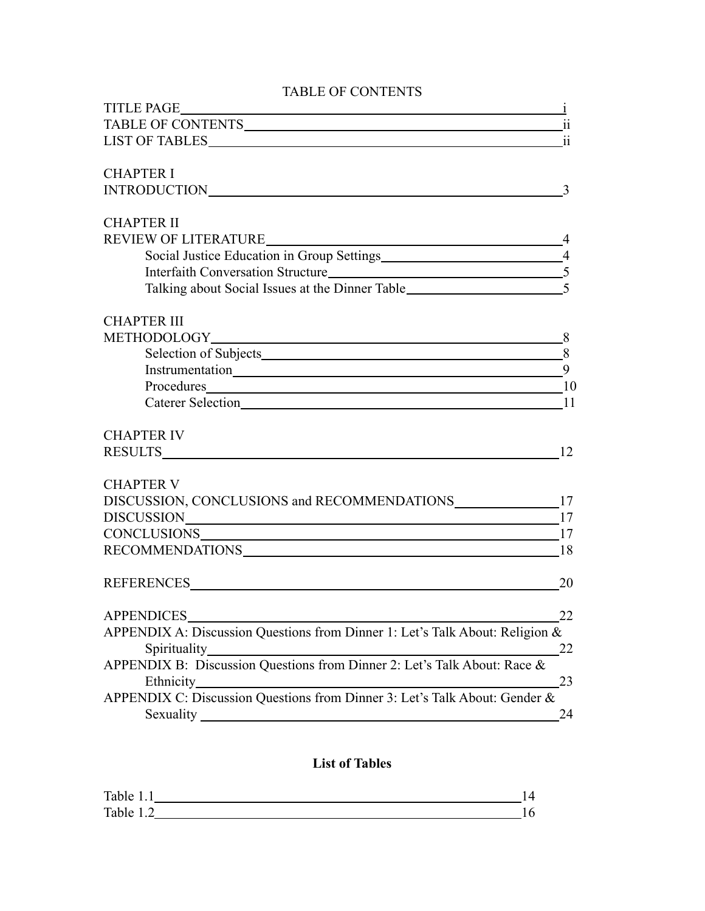# TABLE OF CONTENTS

TITLE PAGE .......... i
TABLE OF CONTENTS .......... ii
LIST OF TABLES .......... ii

CHAPTER I
INTRODUCTION .......... 3

CHAPTER II
REVIEW OF LITERATURE .......... 4
  Social Justice Education in Group Settings .......... 4
  Interfaith Conversation Structure .......... 5
  Talking about Social Issues at the Dinner Table .......... 5

CHAPTER III
METHODOLOGY .......... 8
  Selection of Subjects .......... 8
  Instrumentation .......... 9
  Procedures .......... 10
  Caterer Selection .......... 11

CHAPTER IV
RESULTS .......... 12

CHAPTER V
DISCUSSION, CONCLUSIONS and RECOMMENDATIONS .......... 17
DISCUSSION .......... 17
CONCLUSIONS .......... 17
RECOMMENDATIONS .......... 18

REFERENCES .......... 20

APPENDICES .......... 22
APPENDIX A: Discussion Questions from Dinner 1: Let's Talk About: Religion & Spirituality .......... 22
APPENDIX B: Discussion Questions from Dinner 2: Let's Talk About: Race & Ethnicity .......... 23
APPENDIX C: Discussion Questions from Dinner 3: Let's Talk About: Gender & Sexuality .......... 24

## List of Tables

Table 1.1 .......... 14
Table 1.2 .......... 16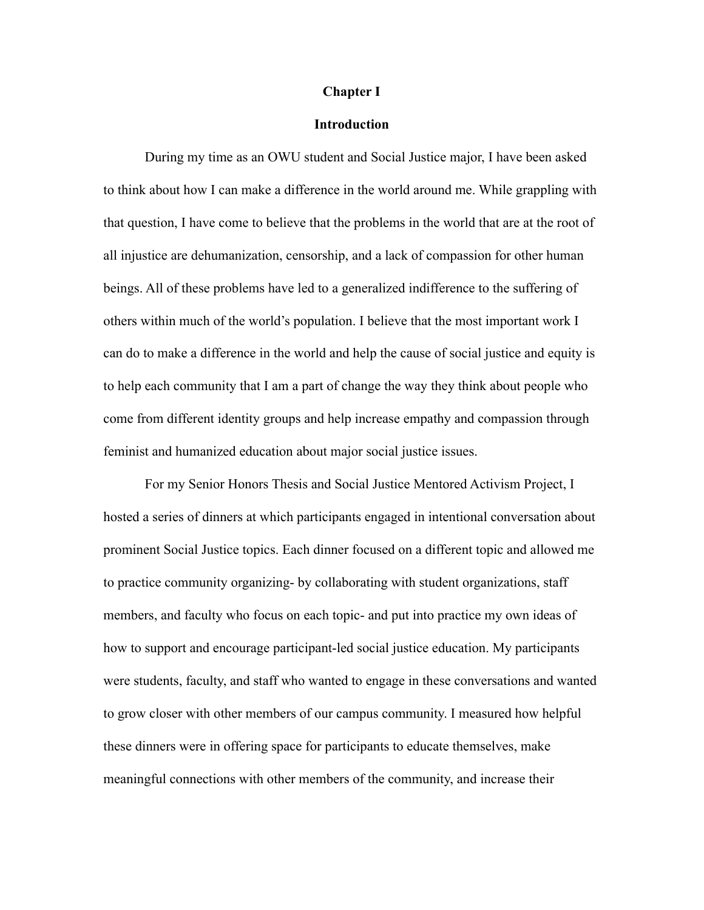# Chapter I

## Introduction

During my time as an OWU student and Social Justice major, I have been asked to think about how I can make a difference in the world around me. While grappling with that question, I have come to believe that the problems in the world that are at the root of all injustice are dehumanization, censorship, and a lack of compassion for other human beings. All of these problems have led to a generalized indifference to the suffering of others within much of the world's population. I believe that the most important work I can do to make a difference in the world and help the cause of social justice and equity is to help each community that I am a part of change the way they think about people who come from different identity groups and help increase empathy and compassion through feminist and humanized education about major social justice issues.

For my Senior Honors Thesis and Social Justice Mentored Activism Project, I hosted a series of dinners at which participants engaged in intentional conversation about prominent Social Justice topics. Each dinner focused on a different topic and allowed me to practice community organizing- by collaborating with student organizations, staff members, and faculty who focus on each topic- and put into practice my own ideas of how to support and encourage participant-led social justice education. My participants were students, faculty, and staff who wanted to engage in these conversations and wanted to grow closer with other members of our campus community. I measured how helpful these dinners were in offering space for participants to educate themselves, make meaningful connections with other members of the community, and increase their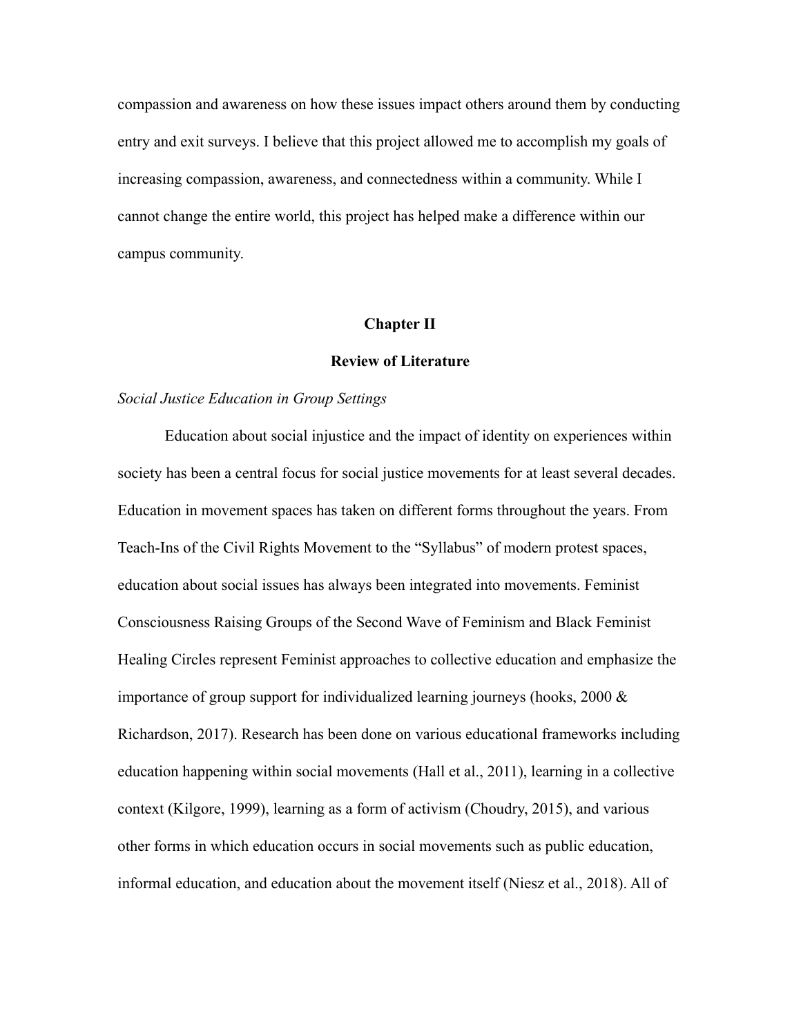compassion and awareness on how these issues impact others around them by conducting entry and exit surveys. I believe that this project allowed me to accomplish my goals of increasing compassion, awareness, and connectedness within a community. While I cannot change the entire world, this project has helped make a difference within our campus community.

## Chapter II

## Review of Literature

*Social Justice Education in Group Settings*

Education about social injustice and the impact of identity on experiences within society has been a central focus for social justice movements for at least several decades. Education in movement spaces has taken on different forms throughout the years. From Teach-Ins of the Civil Rights Movement to the "Syllabus" of modern protest spaces, education about social issues has always been integrated into movements. Feminist Consciousness Raising Groups of the Second Wave of Feminism and Black Feminist Healing Circles represent Feminist approaches to collective education and emphasize the importance of group support for individualized learning journeys (hooks, 2000 & Richardson, 2017). Research has been done on various educational frameworks including education happening within social movements (Hall et al., 2011), learning in a collective context (Kilgore, 1999), learning as a form of activism (Choudry, 2015), and various other forms in which education occurs in social movements such as public education, informal education, and education about the movement itself (Niesz et al., 2018). All of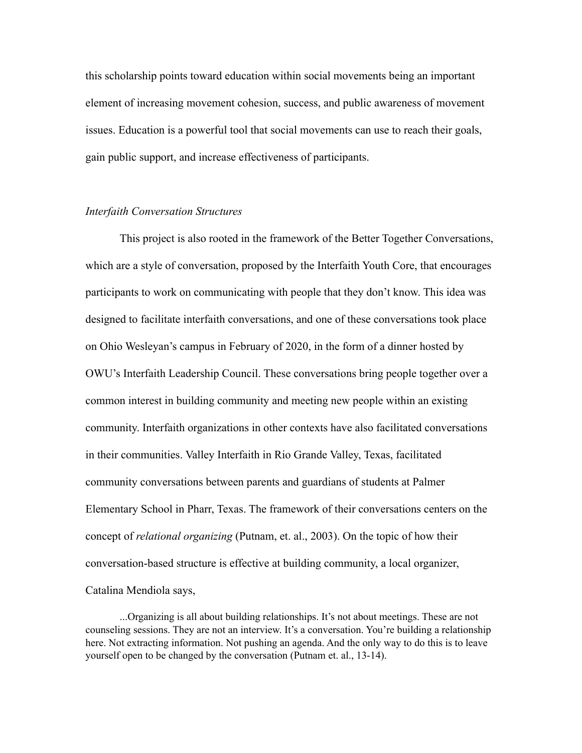this scholarship points toward education within social movements being an important element of increasing movement cohesion, success, and public awareness of movement issues. Education is a powerful tool that social movements can use to reach their goals, gain public support, and increase effectiveness of participants.

### *Interfaith Conversation Structures*

This project is also rooted in the framework of the Better Together Conversations, which are a style of conversation, proposed by the Interfaith Youth Core, that encourages participants to work on communicating with people that they don't know. This idea was designed to facilitate interfaith conversations, and one of these conversations took place on Ohio Wesleyan's campus in February of 2020, in the form of a dinner hosted by OWU's Interfaith Leadership Council. These conversations bring people together over a common interest in building community and meeting new people within an existing community. Interfaith organizations in other contexts have also facilitated conversations in their communities. Valley Interfaith in Rio Grande Valley, Texas, facilitated community conversations between parents and guardians of students at Palmer Elementary School in Pharr, Texas. The framework of their conversations centers on the concept of *relational organizing* (Putnam, et. al., 2003). On the topic of how their conversation-based structure is effective at building community, a local organizer, Catalina Mendiola says,

> ...Organizing is all about building relationships. It's not about meetings. These are not counseling sessions. They are not an interview. It's a conversation. You're building a relationship here. Not extracting information. Not pushing an agenda. And the only way to do this is to leave yourself open to be changed by the conversation (Putnam et. al., 13-14).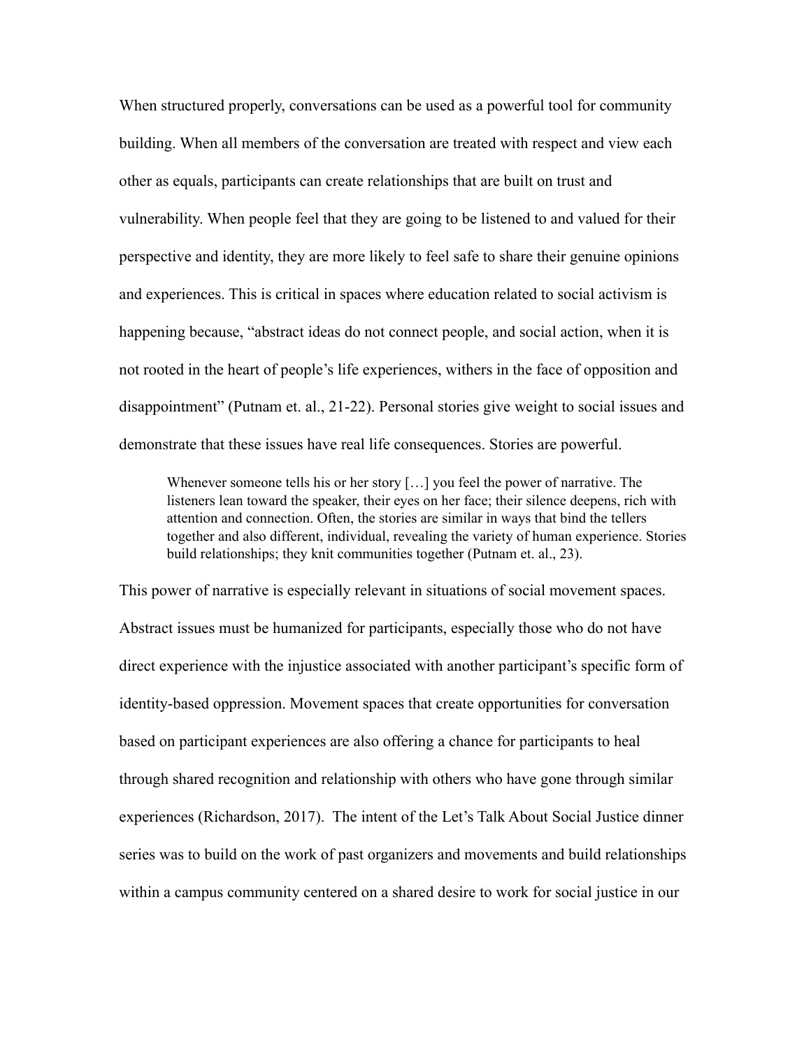When structured properly, conversations can be used as a powerful tool for community building. When all members of the conversation are treated with respect and view each other as equals, participants can create relationships that are built on trust and vulnerability. When people feel that they are going to be listened to and valued for their perspective and identity, they are more likely to feel safe to share their genuine opinions and experiences. This is critical in spaces where education related to social activism is happening because, "abstract ideas do not connect people, and social action, when it is not rooted in the heart of people's life experiences, withers in the face of opposition and disappointment" (Putnam et. al., 21-22). Personal stories give weight to social issues and demonstrate that these issues have real life consequences. Stories are powerful.

> Whenever someone tells his or her story […] you feel the power of narrative. The listeners lean toward the speaker, their eyes on her face; their silence deepens, rich with attention and connection. Often, the stories are similar in ways that bind the tellers together and also different, individual, revealing the variety of human experience. Stories build relationships; they knit communities together (Putnam et. al., 23).

This power of narrative is especially relevant in situations of social movement spaces. Abstract issues must be humanized for participants, especially those who do not have direct experience with the injustice associated with another participant's specific form of identity-based oppression. Movement spaces that create opportunities for conversation based on participant experiences are also offering a chance for participants to heal through shared recognition and relationship with others who have gone through similar experiences (Richardson, 2017). The intent of the Let's Talk About Social Justice dinner series was to build on the work of past organizers and movements and build relationships within a campus community centered on a shared desire to work for social justice in our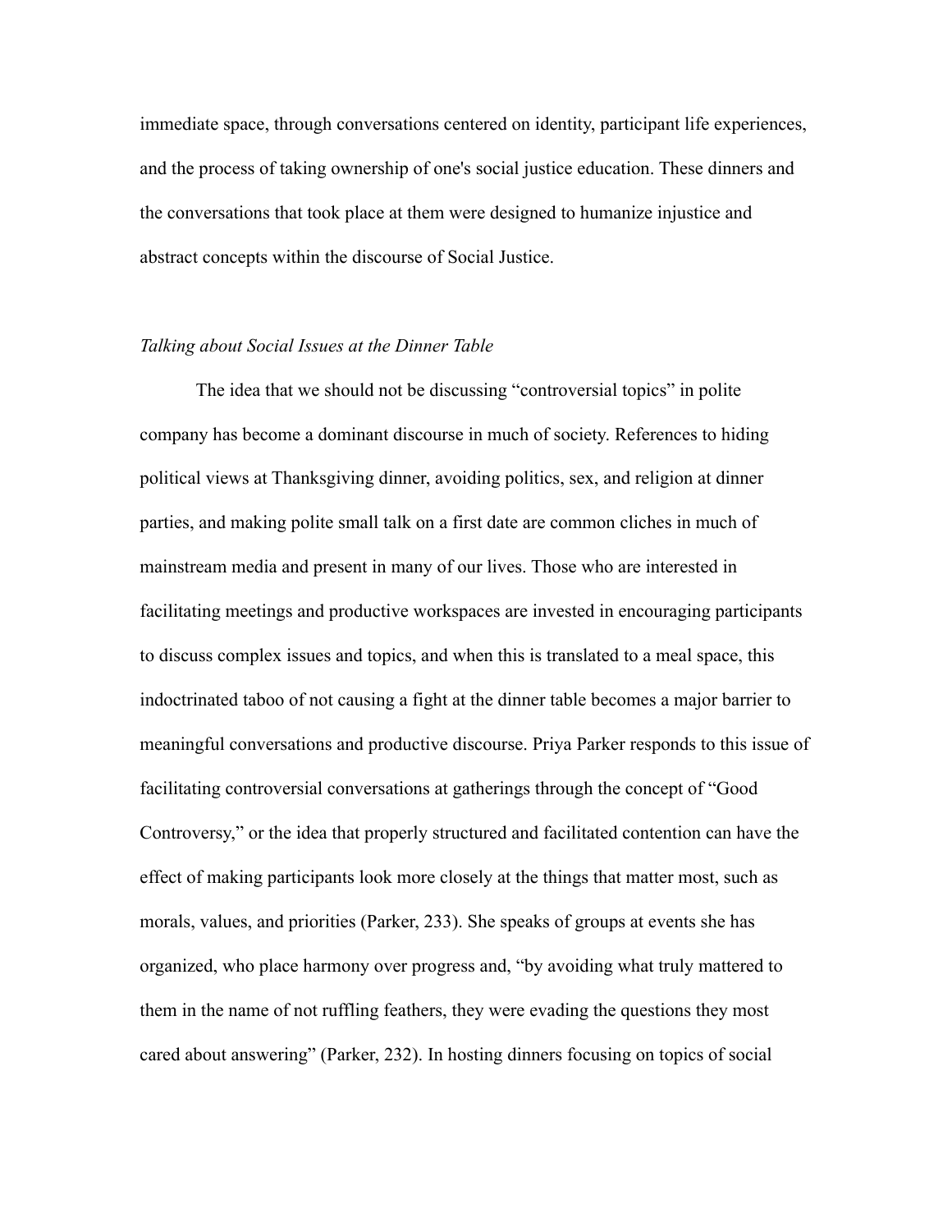immediate space, through conversations centered on identity, participant life experiences, and the process of taking ownership of one's social justice education. These dinners and the conversations that took place at them were designed to humanize injustice and abstract concepts within the discourse of Social Justice.

*Talking about Social Issues at the Dinner Table*

The idea that we should not be discussing "controversial topics" in polite company has become a dominant discourse in much of society. References to hiding political views at Thanksgiving dinner, avoiding politics, sex, and religion at dinner parties, and making polite small talk on a first date are common cliches in much of mainstream media and present in many of our lives. Those who are interested in facilitating meetings and productive workspaces are invested in encouraging participants to discuss complex issues and topics, and when this is translated to a meal space, this indoctrinated taboo of not causing a fight at the dinner table becomes a major barrier to meaningful conversations and productive discourse. Priya Parker responds to this issue of facilitating controversial conversations at gatherings through the concept of "Good Controversy," or the idea that properly structured and facilitated contention can have the effect of making participants look more closely at the things that matter most, such as morals, values, and priorities (Parker, 233). She speaks of groups at events she has organized, who place harmony over progress and, "by avoiding what truly mattered to them in the name of not ruffling feathers, they were evading the questions they most cared about answering" (Parker, 232). In hosting dinners focusing on topics of social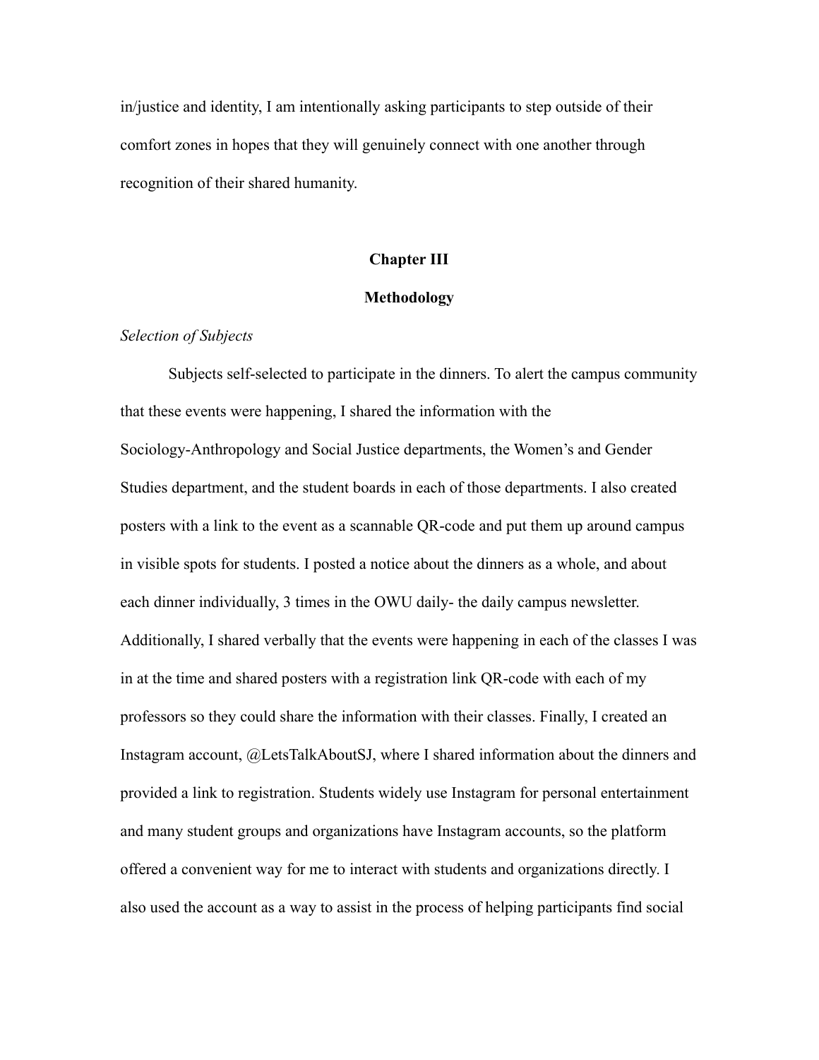in/justice and identity, I am intentionally asking participants to step outside of their comfort zones in hopes that they will genuinely connect with one another through recognition of their shared humanity.

# Chapter III

## Methodology

*Selection of Subjects*

Subjects self-selected to participate in the dinners. To alert the campus community that these events were happening, I shared the information with the Sociology-Anthropology and Social Justice departments, the Women's and Gender Studies department, and the student boards in each of those departments. I also created posters with a link to the event as a scannable QR-code and put them up around campus in visible spots for students. I posted a notice about the dinners as a whole, and about each dinner individually, 3 times in the OWU daily- the daily campus newsletter. Additionally, I shared verbally that the events were happening in each of the classes I was in at the time and shared posters with a registration link QR-code with each of my professors so they could share the information with their classes. Finally, I created an Instagram account, @LetsTalkAboutSJ, where I shared information about the dinners and provided a link to registration. Students widely use Instagram for personal entertainment and many student groups and organizations have Instagram accounts, so the platform offered a convenient way for me to interact with students and organizations directly. I also used the account as a way to assist in the process of helping participants find social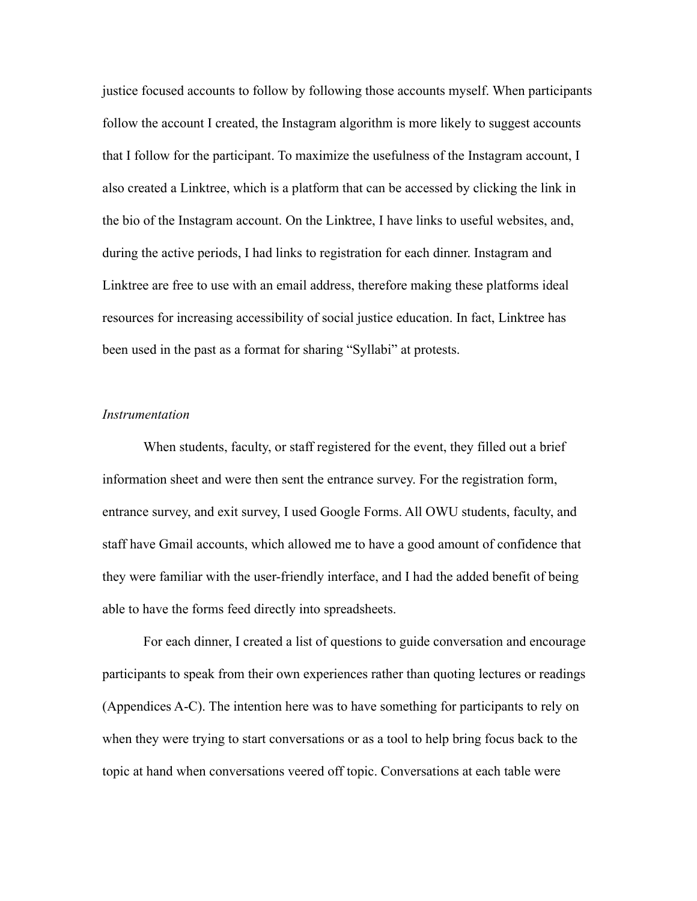justice focused accounts to follow by following those accounts myself. When participants follow the account I created, the Instagram algorithm is more likely to suggest accounts that I follow for the participant. To maximize the usefulness of the Instagram account, I also created a Linktree, which is a platform that can be accessed by clicking the link in the bio of the Instagram account. On the Linktree, I have links to useful websites, and, during the active periods, I had links to registration for each dinner. Instagram and Linktree are free to use with an email address, therefore making these platforms ideal resources for increasing accessibility of social justice education. In fact, Linktree has been used in the past as a format for sharing "Syllabi" at protests.

*Instrumentation*

When students, faculty, or staff registered for the event, they filled out a brief information sheet and were then sent the entrance survey. For the registration form, entrance survey, and exit survey, I used Google Forms. All OWU students, faculty, and staff have Gmail accounts, which allowed me to have a good amount of confidence that they were familiar with the user-friendly interface, and I had the added benefit of being able to have the forms feed directly into spreadsheets.

For each dinner, I created a list of questions to guide conversation and encourage participants to speak from their own experiences rather than quoting lectures or readings (Appendices A-C). The intention here was to have something for participants to rely on when they were trying to start conversations or as a tool to help bring focus back to the topic at hand when conversations veered off topic. Conversations at each table were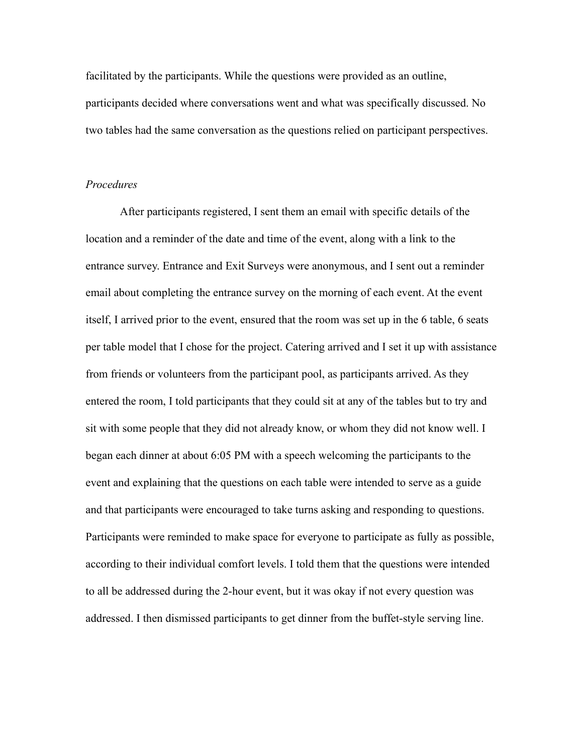facilitated by the participants. While the questions were provided as an outline, participants decided where conversations went and what was specifically discussed. No two tables had the same conversation as the questions relied on participant perspectives.

*Procedures*

After participants registered, I sent them an email with specific details of the location and a reminder of the date and time of the event, along with a link to the entrance survey. Entrance and Exit Surveys were anonymous, and I sent out a reminder email about completing the entrance survey on the morning of each event. At the event itself, I arrived prior to the event, ensured that the room was set up in the 6 table, 6 seats per table model that I chose for the project. Catering arrived and I set it up with assistance from friends or volunteers from the participant pool, as participants arrived. As they entered the room, I told participants that they could sit at any of the tables but to try and sit with some people that they did not already know, or whom they did not know well. I began each dinner at about 6:05 PM with a speech welcoming the participants to the event and explaining that the questions on each table were intended to serve as a guide and that participants were encouraged to take turns asking and responding to questions. Participants were reminded to make space for everyone to participate as fully as possible, according to their individual comfort levels. I told them that the questions were intended to all be addressed during the 2-hour event, but it was okay if not every question was addressed. I then dismissed participants to get dinner from the buffet-style serving line.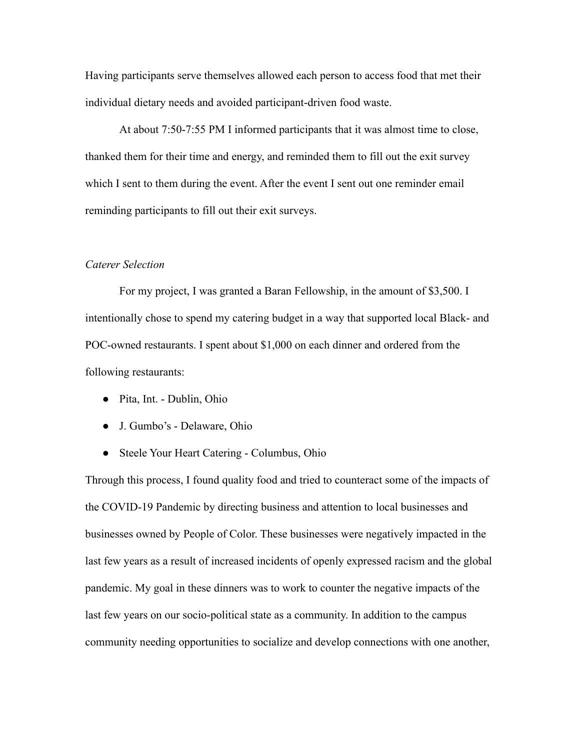Having participants serve themselves allowed each person to access food that met their individual dietary needs and avoided participant-driven food waste.

At about 7:50-7:55 PM I informed participants that it was almost time to close, thanked them for their time and energy, and reminded them to fill out the exit survey which I sent to them during the event. After the event I sent out one reminder email reminding participants to fill out their exit surveys.

*Caterer Selection*

For my project, I was granted a Baran Fellowship, in the amount of $3,500. I intentionally chose to spend my catering budget in a way that supported local Black- and POC-owned restaurants. I spent about $1,000 on each dinner and ordered from the following restaurants:

- Pita, Int. - Dublin, Ohio
- J. Gumbo's - Delaware, Ohio
- Steele Your Heart Catering - Columbus, Ohio

Through this process, I found quality food and tried to counteract some of the impacts of the COVID-19 Pandemic by directing business and attention to local businesses and businesses owned by People of Color. These businesses were negatively impacted in the last few years as a result of increased incidents of openly expressed racism and the global pandemic. My goal in these dinners was to work to counter the negative impacts of the last few years on our socio-political state as a community. In addition to the campus community needing opportunities to socialize and develop connections with one another,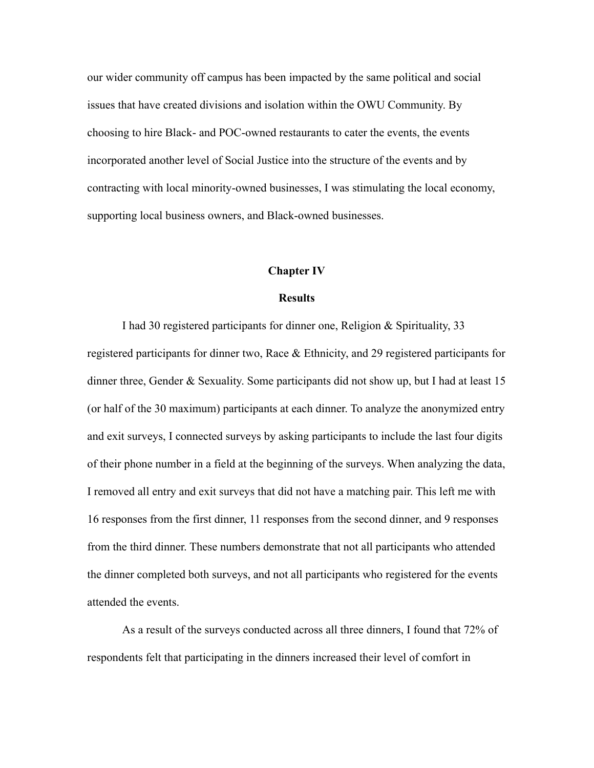our wider community off campus has been impacted by the same political and social issues that have created divisions and isolation within the OWU Community. By choosing to hire Black- and POC-owned restaurants to cater the events, the events incorporated another level of Social Justice into the structure of the events and by contracting with local minority-owned businesses, I was stimulating the local economy, supporting local business owners, and Black-owned businesses.

## Chapter IV

## Results

I had 30 registered participants for dinner one, Religion & Spirituality, 33 registered participants for dinner two, Race & Ethnicity, and 29 registered participants for dinner three, Gender & Sexuality. Some participants did not show up, but I had at least 15 (or half of the 30 maximum) participants at each dinner. To analyze the anonymized entry and exit surveys, I connected surveys by asking participants to include the last four digits of their phone number in a field at the beginning of the surveys. When analyzing the data, I removed all entry and exit surveys that did not have a matching pair. This left me with 16 responses from the first dinner, 11 responses from the second dinner, and 9 responses from the third dinner. These numbers demonstrate that not all participants who attended the dinner completed both surveys, and not all participants who registered for the events attended the events.

As a result of the surveys conducted across all three dinners, I found that 72% of respondents felt that participating in the dinners increased their level of comfort in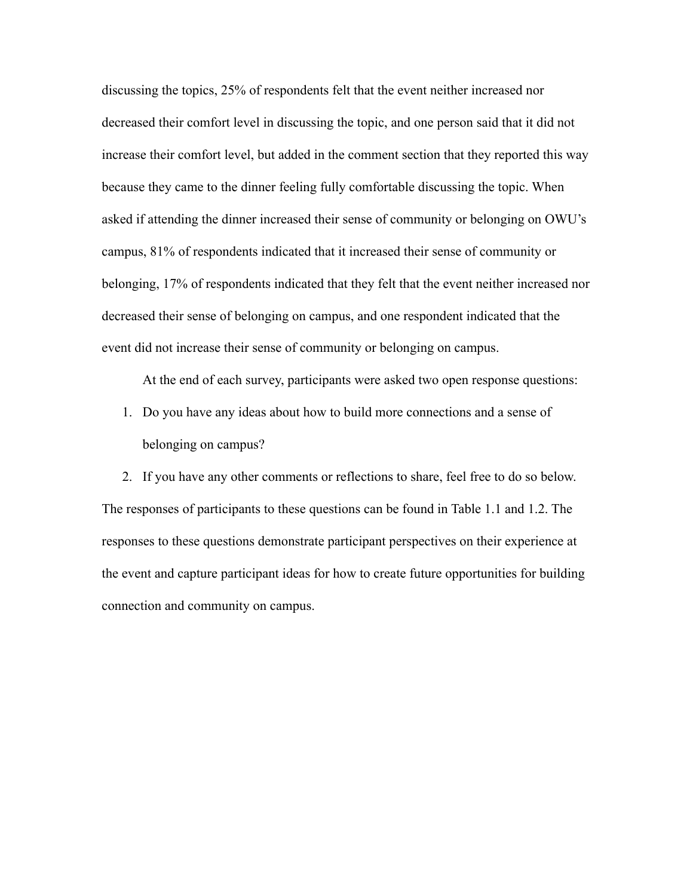discussing the topics, 25% of respondents felt that the event neither increased nor decreased their comfort level in discussing the topic, and one person said that it did not increase their comfort level, but added in the comment section that they reported this way because they came to the dinner feeling fully comfortable discussing the topic. When asked if attending the dinner increased their sense of community or belonging on OWU's campus, 81% of respondents indicated that it increased their sense of community or belonging, 17% of respondents indicated that they felt that the event neither increased nor decreased their sense of belonging on campus, and one respondent indicated that the event did not increase their sense of community or belonging on campus.

At the end of each survey, participants were asked two open response questions:

1. Do you have any ideas about how to build more connections and a sense of belonging on campus?
2. If you have any other comments or reflections to share, feel free to do so below.

The responses of participants to these questions can be found in Table 1.1 and 1.2. The responses to these questions demonstrate participant perspectives on their experience at the event and capture participant ideas for how to create future opportunities for building connection and community on campus.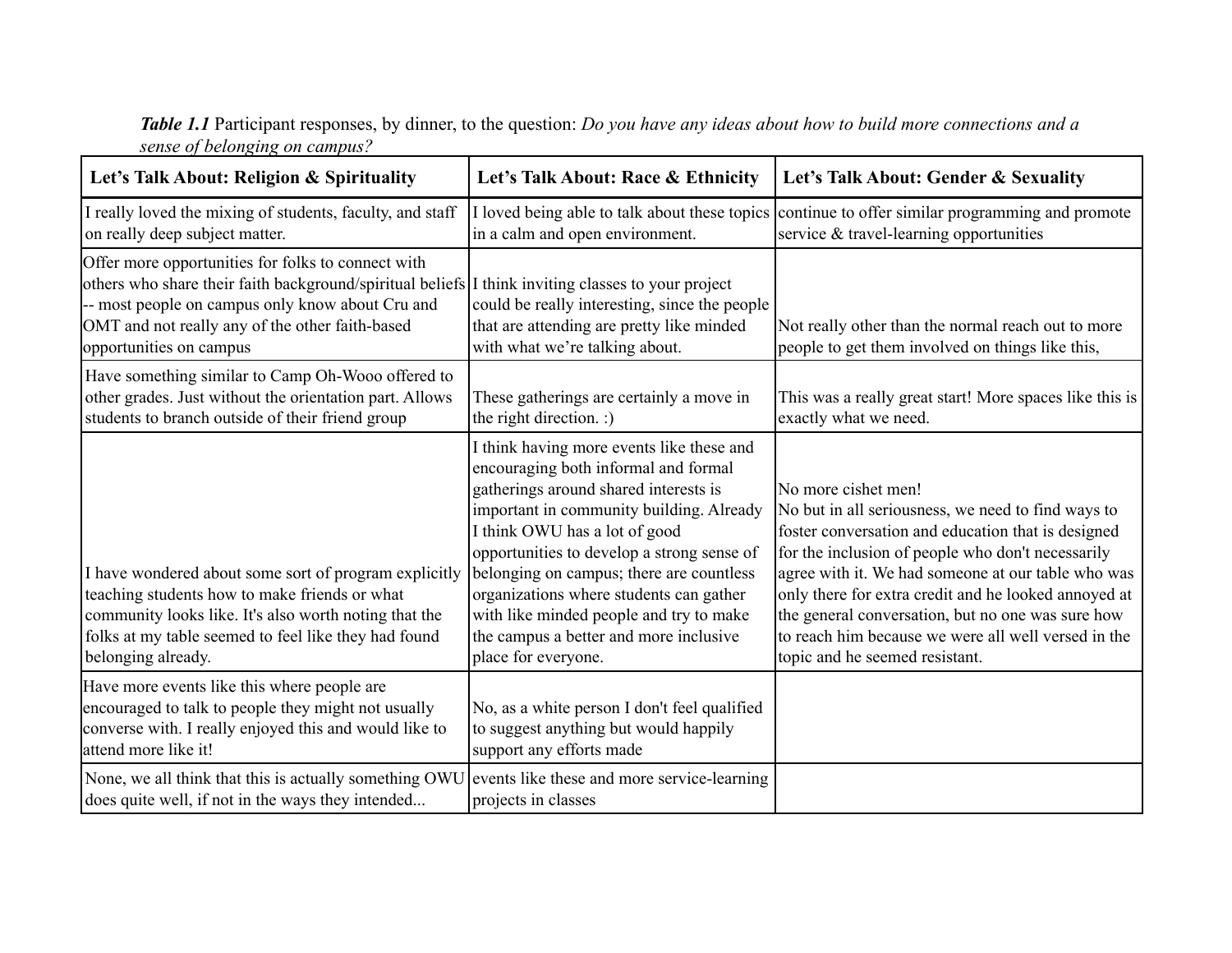***Table 1.1*** Participant responses, by dinner, to the question: *Do you have any ideas about how to build more connections and a sense of belonging on campus?*

| Let's Talk About: Religion & Spirituality | Let's Talk About: Race & Ethnicity | Let's Talk About: Gender & Sexuality |
|---|---|---|
| I really loved the mixing of students, faculty, and staff on really deep subject matter. | I loved being able to talk about these topics in a calm and open environment. | continue to offer similar programming and promote service & travel-learning opportunities |
| Offer more opportunities for folks to connect with others who share their faith background/spiritual beliefs -- most people on campus only know about Cru and OMT and not really any of the other faith-based opportunities on campus | I think inviting classes to your project could be really interesting, since the people that are attending are pretty like minded with what we're talking about. | Not really other than the normal reach out to more people to get them involved on things like this, |
| Have something similar to Camp Oh-Wooo offered to other grades. Just without the orientation part. Allows students to branch outside of their friend group | These gatherings are certainly a move in the right direction. :) | This was a really great start! More spaces like this is exactly what we need. |
| I have wondered about some sort of program explicitly teaching students how to make friends or what community looks like. It's also worth noting that the folks at my table seemed to feel like they had found belonging already. | I think having more events like these and encouraging both informal and formal gatherings around shared interests is important in community building. Already I think OWU has a lot of good opportunities to develop a strong sense of belonging on campus; there are countless organizations where students can gather with like minded people and try to make the campus a better and more inclusive place for everyone. | No more cishet men!<br>No but in all seriousness, we need to find ways to foster conversation and education that is designed for the inclusion of people who don't necessarily agree with it. We had someone at our table who was only there for extra credit and he looked annoyed at the general conversation, but no one was sure how to reach him because we were all well versed in the topic and he seemed resistant. |
| Have more events like this where people are encouraged to talk to people they might not usually converse with. I really enjoyed this and would like to attend more like it! | No, as a white person I don't feel qualified to suggest anything but would happily support any efforts made | |
| None, we all think that this is actually something OWU does quite well, if not in the ways they intended... | events like these and more service-learning projects in classes | |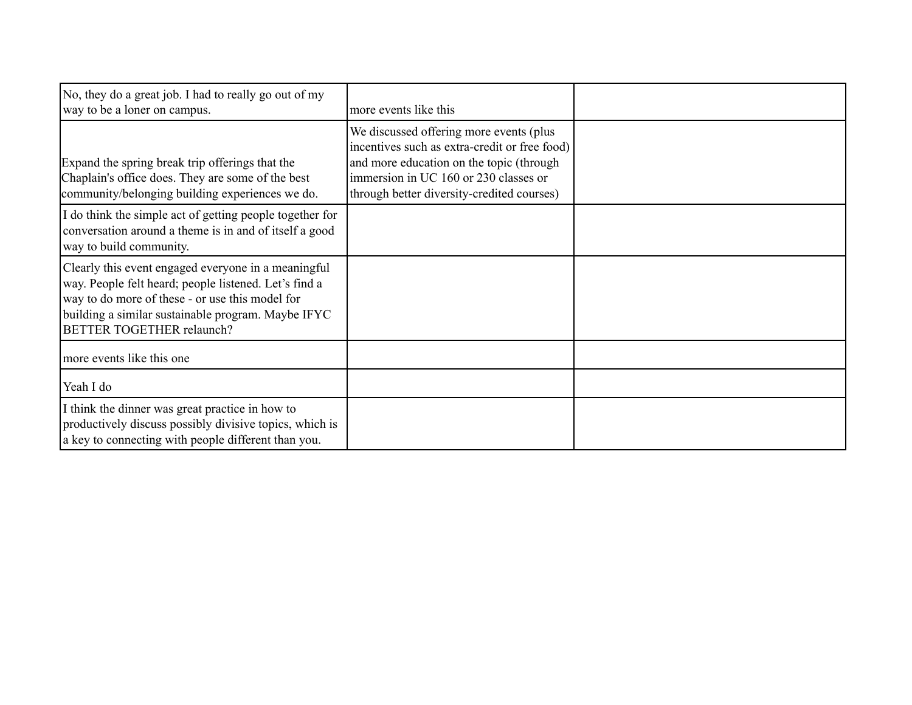| | | |
|---|---|---|
| No, they do a great job. I had to really go out of my way to be a loner on campus. | more events like this | |
| Expand the spring break trip offerings that the Chaplain's office does. They are some of the best community/belonging building experiences we do. | We discussed offering more events (plus incentives such as extra-credit or free food) and more education on the topic (through immersion in UC 160 or 230 classes or through better diversity-credited courses) | |
| I do think the simple act of getting people together for conversation around a theme is in and of itself a good way to build community. | | |
| Clearly this event engaged everyone in a meaningful way. People felt heard; people listened. Let's find a way to do more of these - or use this model for building a similar sustainable program. Maybe IFYC BETTER TOGETHER relaunch? | | |
| more events like this one | | |
| Yeah I do | | |
| I think the dinner was great practice in how to productively discuss possibly divisive topics, which is a key to connecting with people different than you. | | |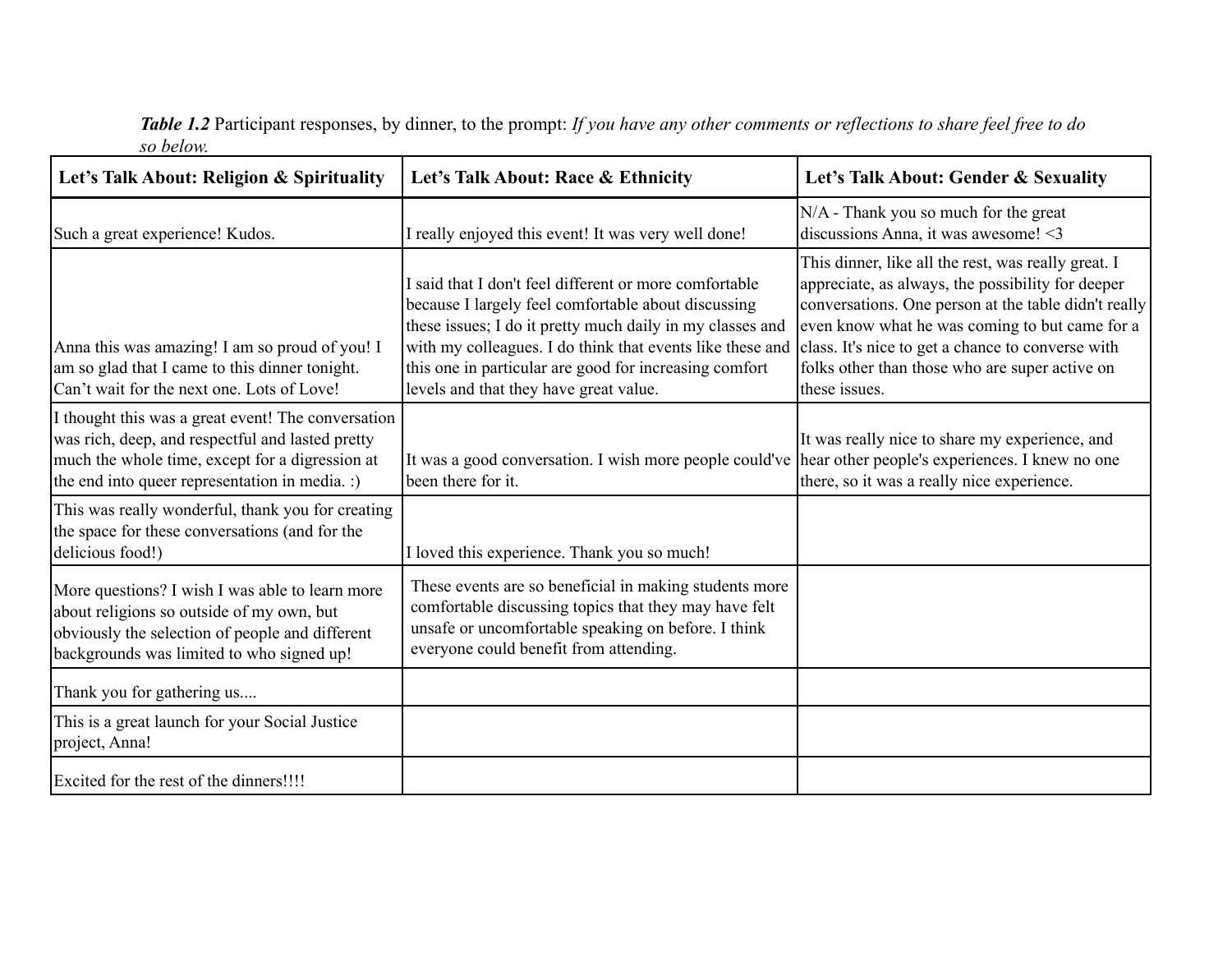***Table 1.2*** Participant responses, by dinner, to the prompt: *If you have any other comments or reflections to share feel free to do so below.*

| **Let's Talk About: Religion & Spirituality** | **Let's Talk About: Race & Ethnicity** | **Let's Talk About: Gender & Sexuality** |
|---|---|---|
| Such a great experience! Kudos. | I really enjoyed this event! It was very well done! | N/A - Thank you so much for the great discussions Anna, it was awesome! <3 |
| Anna this was amazing! I am so proud of you! I am so glad that I came to this dinner tonight. Can't wait for the next one. Lots of Love! | I said that I don't feel different or more comfortable because I largely feel comfortable about discussing these issues; I do it pretty much daily in my classes and with my colleagues. I do think that events like these and this one in particular are good for increasing comfort levels and that they have great value. | This dinner, like all the rest, was really great. I appreciate, as always, the possibility for deeper conversations. One person at the table didn't really even know what he was coming to but came for a class. It's nice to get a chance to converse with folks other than those who are super active on these issues. |
| I thought this was a great event! The conversation was rich, deep, and respectful and lasted pretty much the whole time, except for a digression at the end into queer representation in media. :) | It was a good conversation. I wish more people could've been there for it. | It was really nice to share my experience, and hear other people's experiences. I knew no one there, so it was a really nice experience. |
| This was really wonderful, thank you for creating the space for these conversations (and for the delicious food!) | I loved this experience. Thank you so much! | |
| More questions? I wish I was able to learn more about religions so outside of my own, but obviously the selection of people and different backgrounds was limited to who signed up! | These events are so beneficial in making students more comfortable discussing topics that they may have felt unsafe or uncomfortable speaking on before. I think everyone could benefit from attending. | |
| Thank you for gathering us.... | | |
| This is a great launch for your Social Justice project, Anna! | | |
| Excited for the rest of the dinners!!!! | | |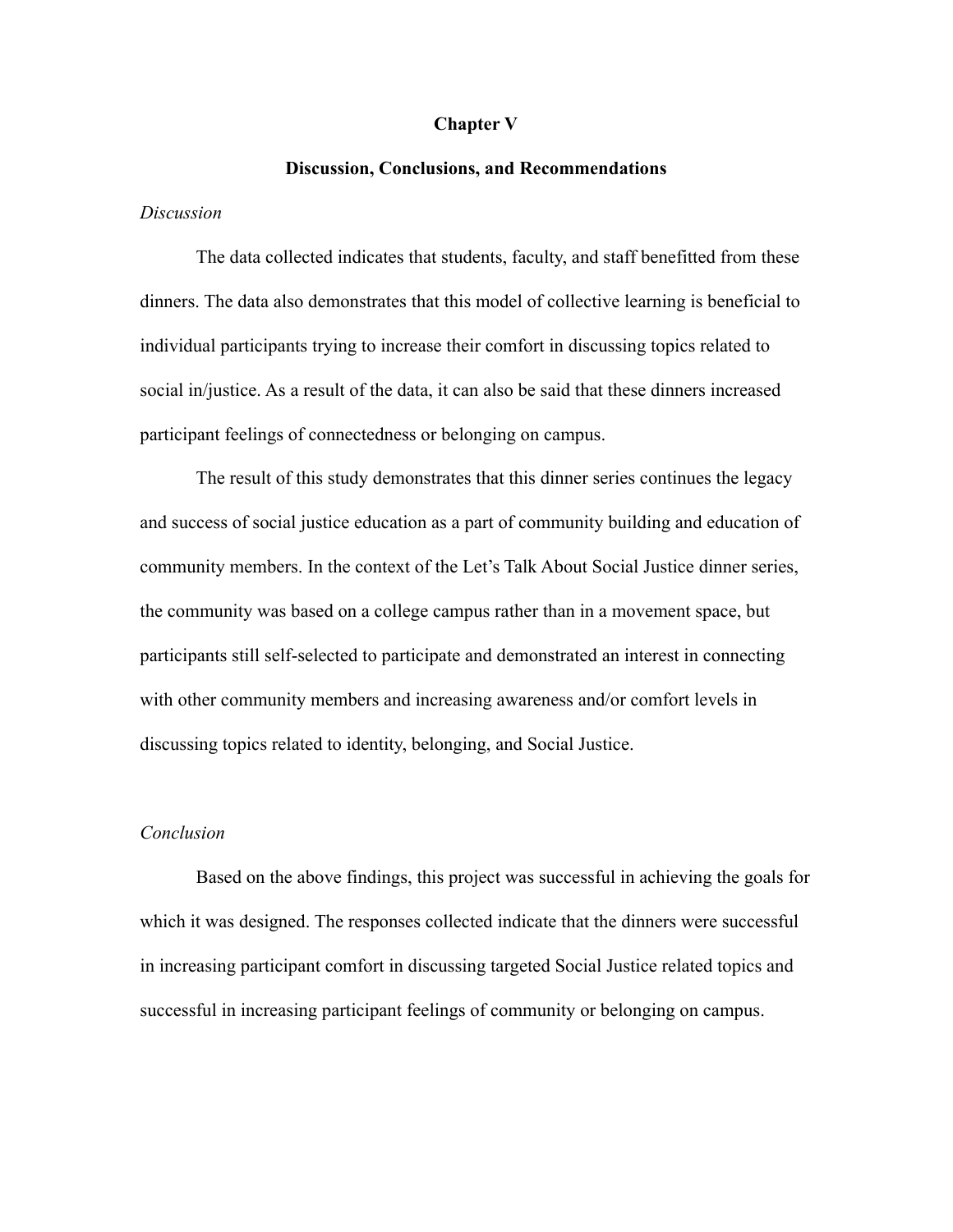# Chapter V

## Discussion, Conclusions, and Recommendations

*Discussion*

The data collected indicates that students, faculty, and staff benefitted from these dinners. The data also demonstrates that this model of collective learning is beneficial to individual participants trying to increase their comfort in discussing topics related to social in/justice. As a result of the data, it can also be said that these dinners increased participant feelings of connectedness or belonging on campus.

The result of this study demonstrates that this dinner series continues the legacy and success of social justice education as a part of community building and education of community members. In the context of the Let's Talk About Social Justice dinner series, the community was based on a college campus rather than in a movement space, but participants still self-selected to participate and demonstrated an interest in connecting with other community members and increasing awareness and/or comfort levels in discussing topics related to identity, belonging, and Social Justice.

*Conclusion*

Based on the above findings, this project was successful in achieving the goals for which it was designed. The responses collected indicate that the dinners were successful in increasing participant comfort in discussing targeted Social Justice related topics and successful in increasing participant feelings of community or belonging on campus.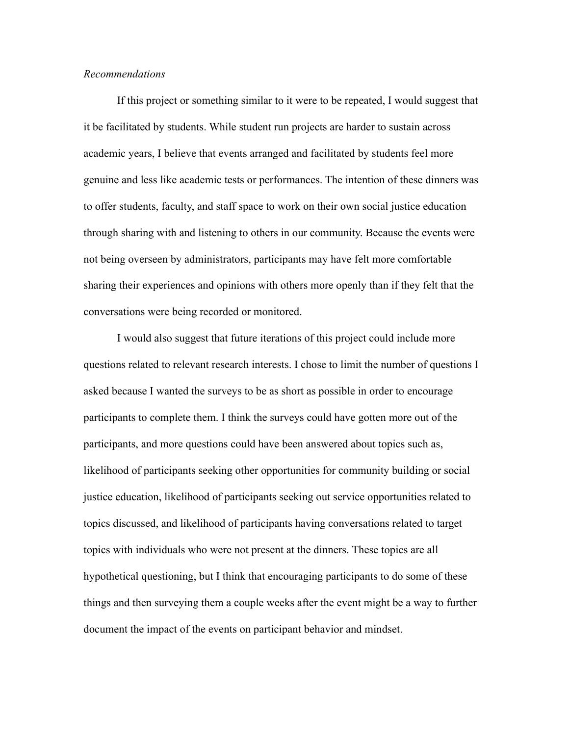*Recommendations*

If this project or something similar to it were to be repeated, I would suggest that it be facilitated by students. While student run projects are harder to sustain across academic years, I believe that events arranged and facilitated by students feel more genuine and less like academic tests or performances. The intention of these dinners was to offer students, faculty, and staff space to work on their own social justice education through sharing with and listening to others in our community. Because the events were not being overseen by administrators, participants may have felt more comfortable sharing their experiences and opinions with others more openly than if they felt that the conversations were being recorded or monitored.

I would also suggest that future iterations of this project could include more questions related to relevant research interests. I chose to limit the number of questions I asked because I wanted the surveys to be as short as possible in order to encourage participants to complete them. I think the surveys could have gotten more out of the participants, and more questions could have been answered about topics such as, likelihood of participants seeking other opportunities for community building or social justice education, likelihood of participants seeking out service opportunities related to topics discussed, and likelihood of participants having conversations related to target topics with individuals who were not present at the dinners. These topics are all hypothetical questioning, but I think that encouraging participants to do some of these things and then surveying them a couple weeks after the event might be a way to further document the impact of the events on participant behavior and mindset.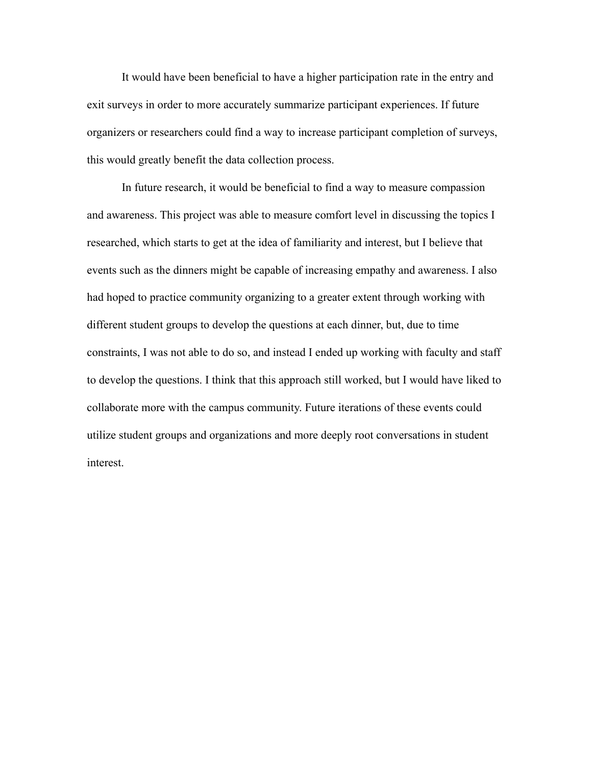It would have been beneficial to have a higher participation rate in the entry and exit surveys in order to more accurately summarize participant experiences. If future organizers or researchers could find a way to increase participant completion of surveys, this would greatly benefit the data collection process.

In future research, it would be beneficial to find a way to measure compassion and awareness. This project was able to measure comfort level in discussing the topics I researched, which starts to get at the idea of familiarity and interest, but I believe that events such as the dinners might be capable of increasing empathy and awareness. I also had hoped to practice community organizing to a greater extent through working with different student groups to develop the questions at each dinner, but, due to time constraints, I was not able to do so, and instead I ended up working with faculty and staff to develop the questions. I think that this approach still worked, but I would have liked to collaborate more with the campus community. Future iterations of these events could utilize student groups and organizations and more deeply root conversations in student interest.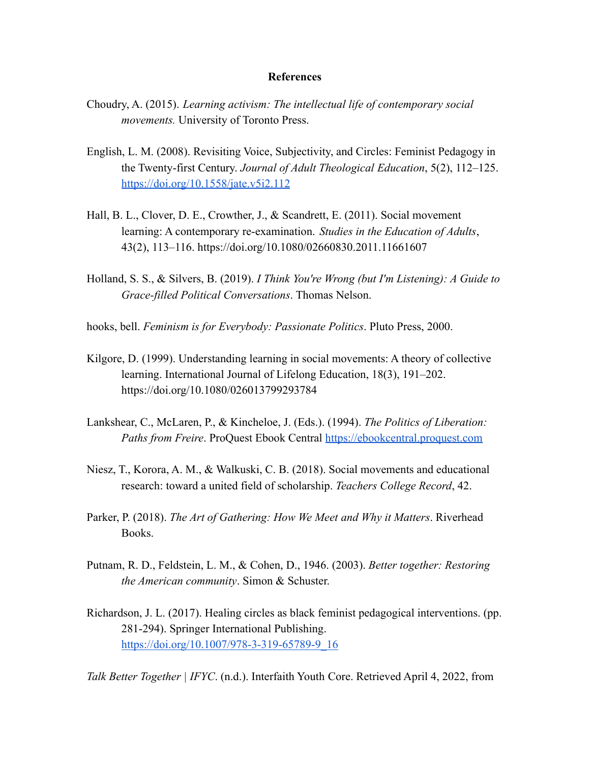## References

Choudry, A. (2015). *Learning activism: The intellectual life of contemporary social movements.* University of Toronto Press.

English, L. M. (2008). Revisiting Voice, Subjectivity, and Circles: Feminist Pedagogy in the Twenty-first Century. *Journal of Adult Theological Education*, 5(2), 112–125. https://doi.org/10.1558/jate.v5i2.112

Hall, B. L., Clover, D. E., Crowther, J., & Scandrett, E. (2011). Social movement learning: A contemporary re-examination. *Studies in the Education of Adults*, 43(2), 113–116. https://doi.org/10.1080/02660830.2011.11661607

Holland, S. S., & Silvers, B. (2019). *I Think You're Wrong (but I'm Listening): A Guide to Grace-filled Political Conversations*. Thomas Nelson.

hooks, bell. *Feminism is for Everybody: Passionate Politics*. Pluto Press, 2000.

Kilgore, D. (1999). Understanding learning in social movements: A theory of collective learning. International Journal of Lifelong Education, 18(3), 191–202. https://doi.org/10.1080/026013799293784

Lankshear, C., McLaren, P., & Kincheloe, J. (Eds.). (1994). *The Politics of Liberation: Paths from Freire*. ProQuest Ebook Central https://ebookcentral.proquest.com

Niesz, T., Korora, A. M., & Walkuski, C. B. (2018). Social movements and educational research: toward a united field of scholarship. *Teachers College Record*, 42.

Parker, P. (2018). *The Art of Gathering: How We Meet and Why it Matters*. Riverhead Books.

Putnam, R. D., Feldstein, L. M., & Cohen, D., 1946. (2003). *Better together: Restoring the American community*. Simon & Schuster.

Richardson, J. L. (2017). Healing circles as black feminist pedagogical interventions. (pp. 281-294). Springer International Publishing. https://doi.org/10.1007/978-3-319-65789-9_16

*Talk Better Together | IFYC*. (n.d.). Interfaith Youth Core. Retrieved April 4, 2022, from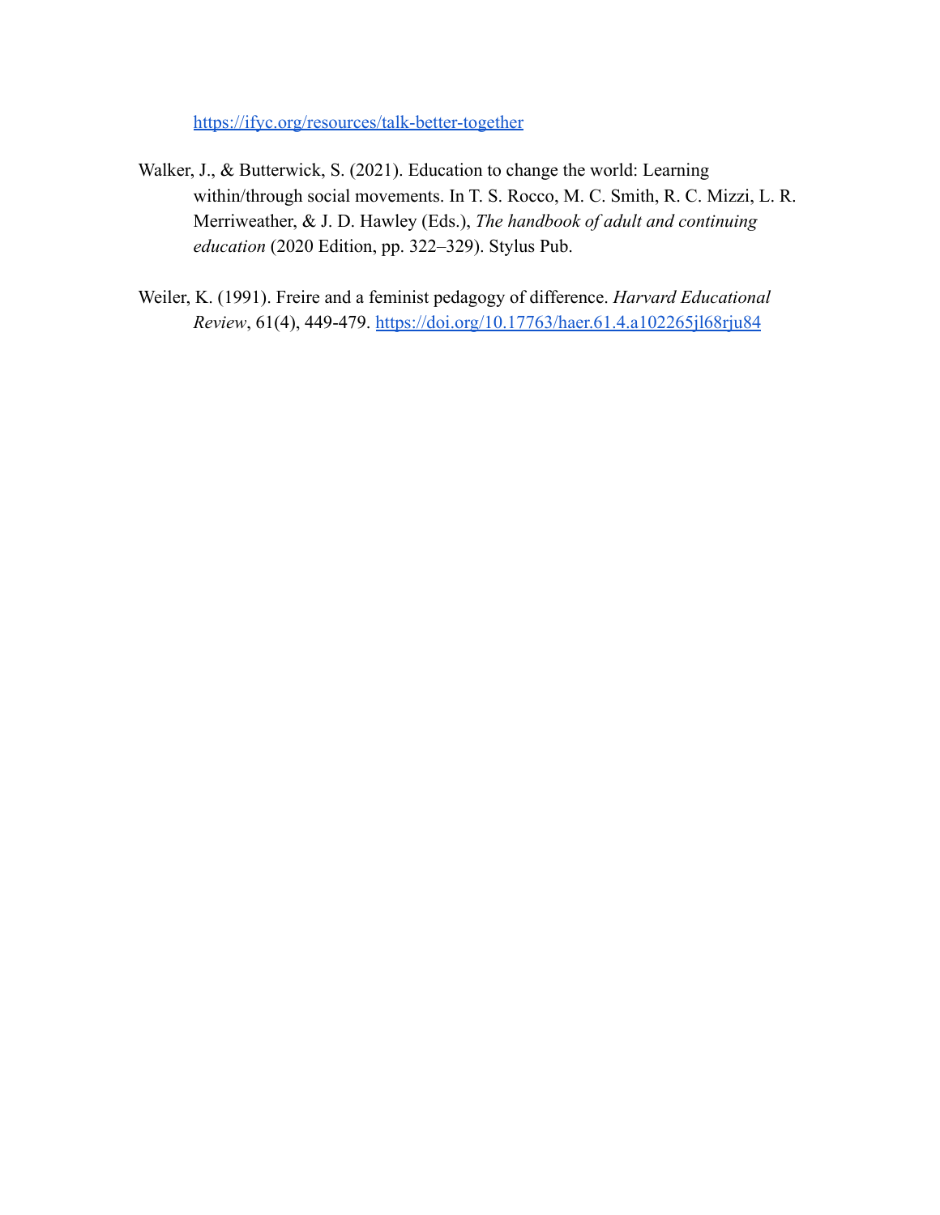https://ifyc.org/resources/talk-better-together

Walker, J., & Butterwick, S. (2021). Education to change the world: Learning within/through social movements. In T. S. Rocco, M. C. Smith, R. C. Mizzi, L. R. Merriweather, & J. D. Hawley (Eds.), *The handbook of adult and continuing education* (2020 Edition, pp. 322–329). Stylus Pub.

Weiler, K. (1991). Freire and a feminist pedagogy of difference. *Harvard Educational Review*, 61(4), 449-479. https://doi.org/10.17763/haer.61.4.a102265jl68rju84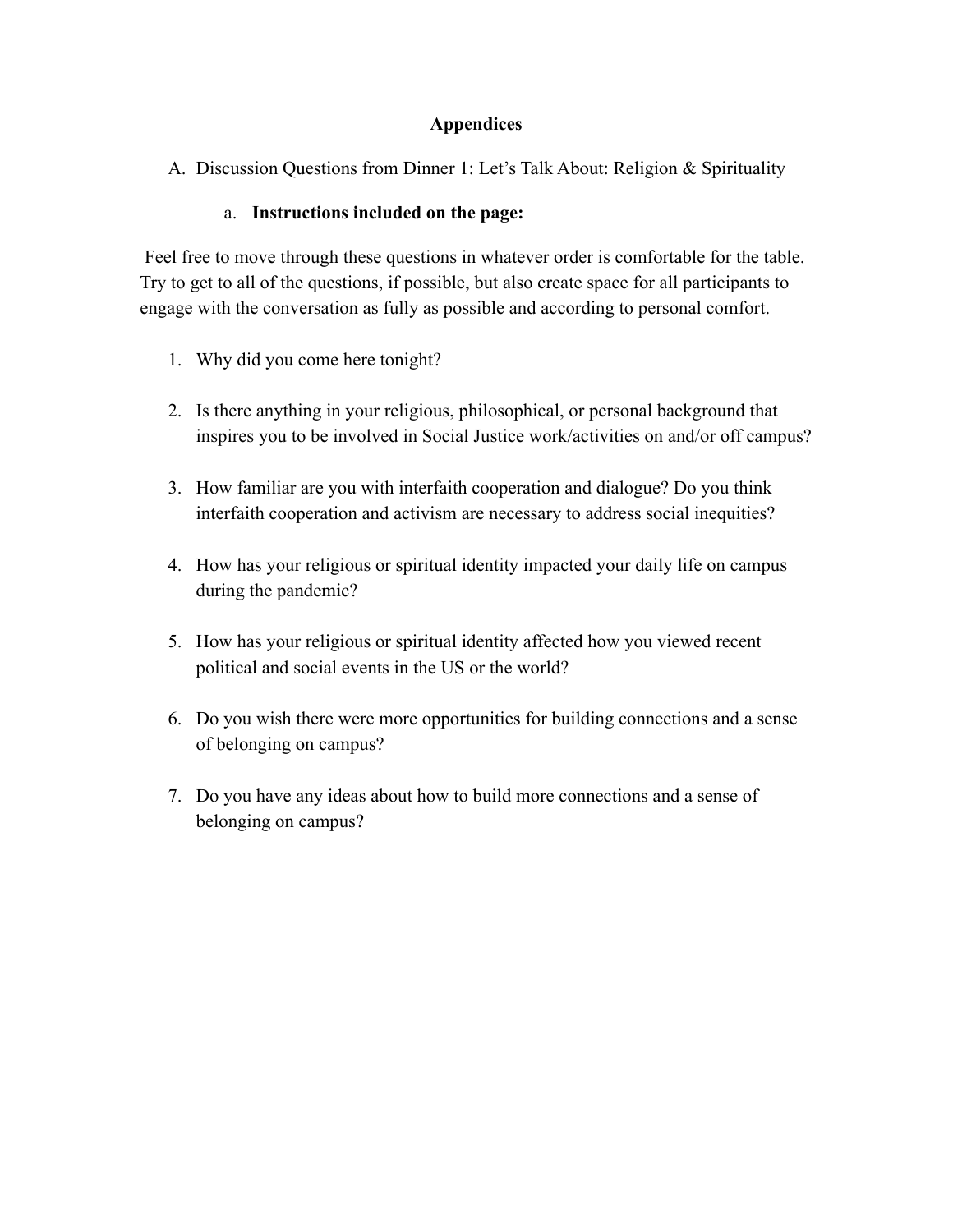# Appendices

A. Discussion Questions from Dinner 1: Let's Talk About: Religion & Spirituality

  a. **Instructions included on the page:**

Feel free to move through these questions in whatever order is comfortable for the table. Try to get to all of the questions, if possible, but also create space for all participants to engage with the conversation as fully as possible and according to personal comfort.

1. Why did you come here tonight?

2. Is there anything in your religious, philosophical, or personal background that inspires you to be involved in Social Justice work/activities on and/or off campus?

3. How familiar are you with interfaith cooperation and dialogue? Do you think interfaith cooperation and activism are necessary to address social inequities?

4. How has your religious or spiritual identity impacted your daily life on campus during the pandemic?

5. How has your religious or spiritual identity affected how you viewed recent political and social events in the US or the world?

6. Do you wish there were more opportunities for building connections and a sense of belonging on campus?

7. Do you have any ideas about how to build more connections and a sense of belonging on campus?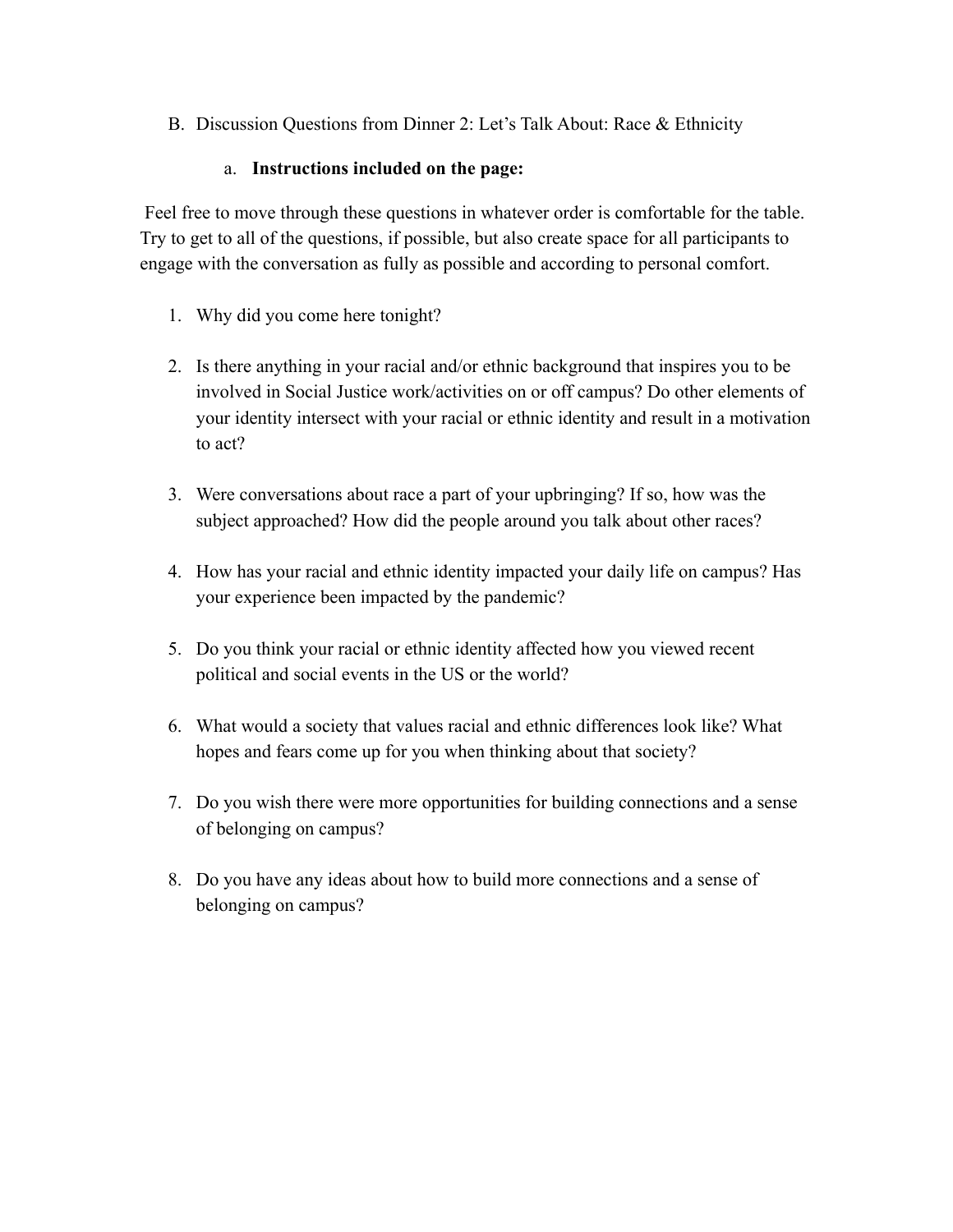B. Discussion Questions from Dinner 2: Let's Talk About: Race & Ethnicity

a. **Instructions included on the page:**

Feel free to move through these questions in whatever order is comfortable for the table. Try to get to all of the questions, if possible, but also create space for all participants to engage with the conversation as fully as possible and according to personal comfort.

1. Why did you come here tonight?

2. Is there anything in your racial and/or ethnic background that inspires you to be involved in Social Justice work/activities on or off campus? Do other elements of your identity intersect with your racial or ethnic identity and result in a motivation to act?

3. Were conversations about race a part of your upbringing? If so, how was the subject approached? How did the people around you talk about other races?

4. How has your racial and ethnic identity impacted your daily life on campus? Has your experience been impacted by the pandemic?

5. Do you think your racial or ethnic identity affected how you viewed recent political and social events in the US or the world?

6. What would a society that values racial and ethnic differences look like? What hopes and fears come up for you when thinking about that society?

7. Do you wish there were more opportunities for building connections and a sense of belonging on campus?

8. Do you have any ideas about how to build more connections and a sense of belonging on campus?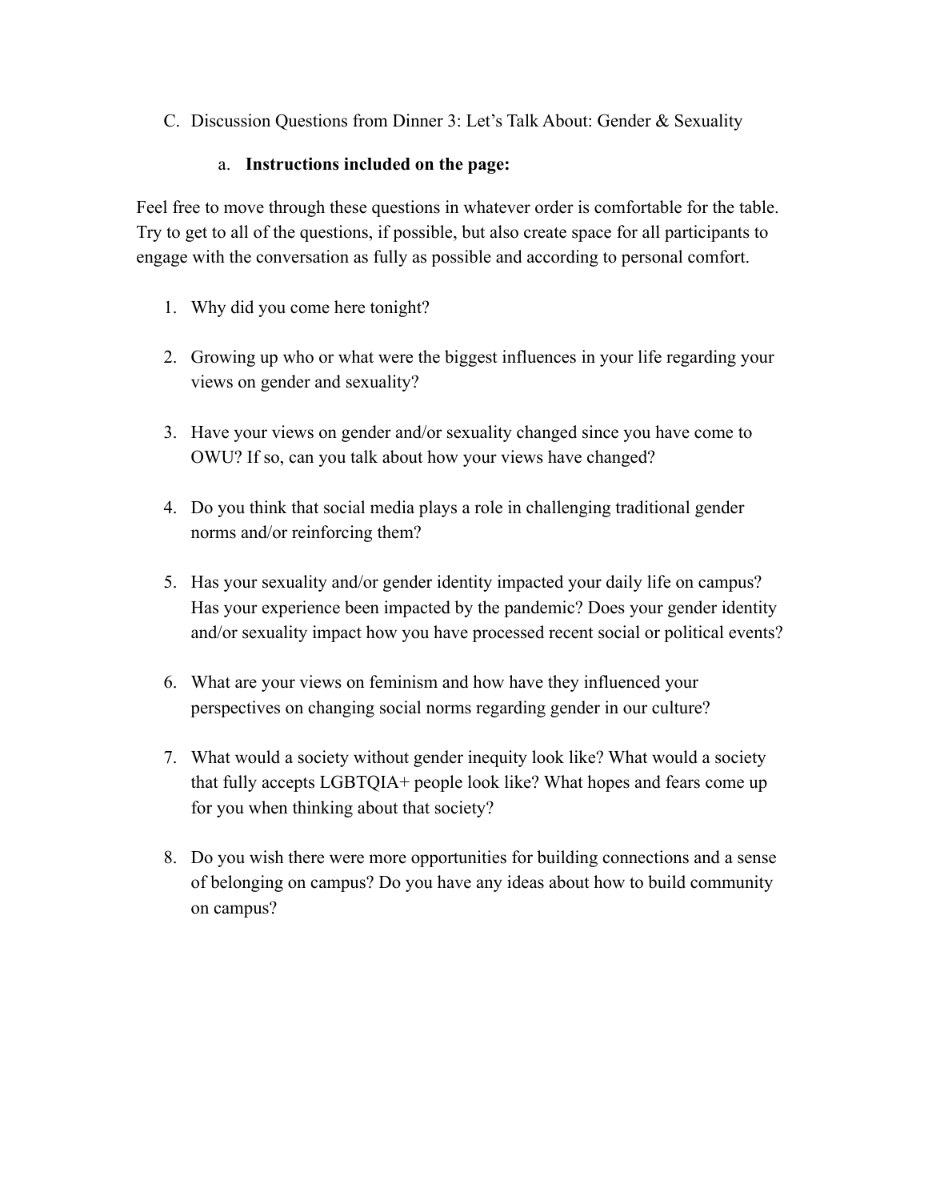C. Discussion Questions from Dinner 3: Let's Talk About: Gender & Sexuality

a. **Instructions included on the page:**

Feel free to move through these questions in whatever order is comfortable for the table. Try to get to all of the questions, if possible, but also create space for all participants to engage with the conversation as fully as possible and according to personal comfort.

1. Why did you come here tonight?
2. Growing up who or what were the biggest influences in your life regarding your views on gender and sexuality?
3. Have your views on gender and/or sexuality changed since you have come to OWU? If so, can you talk about how your views have changed?
4. Do you think that social media plays a role in challenging traditional gender norms and/or reinforcing them?
5. Has your sexuality and/or gender identity impacted your daily life on campus? Has your experience been impacted by the pandemic? Does your gender identity and/or sexuality impact how you have processed recent social or political events?
6. What are your views on feminism and how have they influenced your perspectives on changing social norms regarding gender in our culture?
7. What would a society without gender inequity look like? What would a society that fully accepts LGBTQIA+ people look like? What hopes and fears come up for you when thinking about that society?
8. Do you wish there were more opportunities for building connections and a sense of belonging on campus? Do you have any ideas about how to build community on campus?